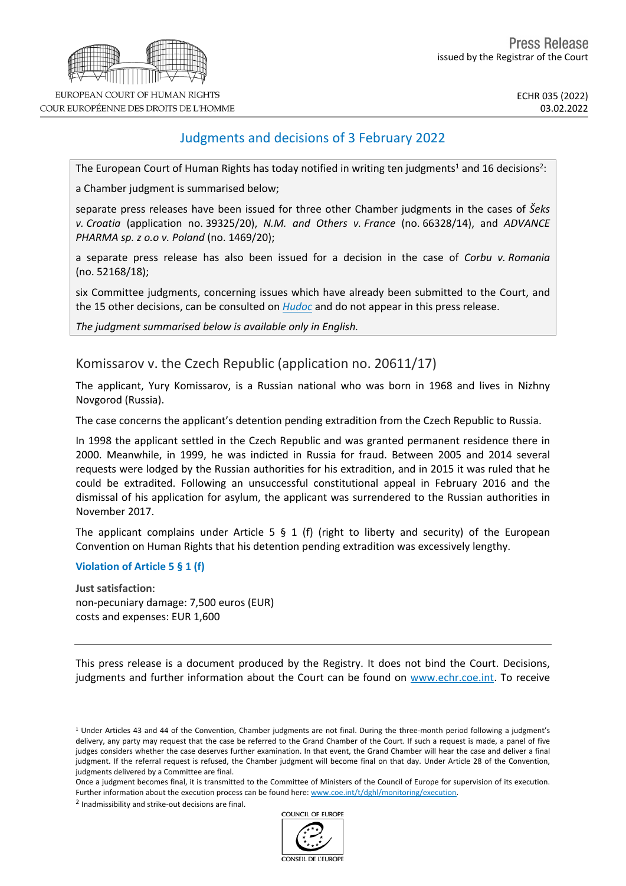Press Release

issued by the Registrar of the Court

EUROPEAN COURT OF HUMAN RIGHTS
COUR EUROPÉENNE DES DROITS DE L'HOMME

ECHR 035 (2022)
03.02.2022

# Judgments and decisions of 3 February 2022

The European Court of Human Rights has today notified in writing ten judgments[1] and 16 decisions[2]:

a Chamber judgment is summarised below;

separate press releases have been issued for three other Chamber judgments in the cases of *Šeks v. Croatia* (application no. 39325/20), *N.M. and Others v. France* (no. 66328/14), and *ADVANCE PHARMA sp. z o.o v. Poland* (no. 1469/20);

a separate press release has also been issued for a decision in the case of *Corbu v. Romania* (no. 52168/18);

six Committee judgments, concerning issues which have already been submitted to the Court, and the 15 other decisions, can be consulted on *Hudoc* and do not appear in this press release.

*The judgment summarised below is available only in English.*

## Komissarov v. the Czech Republic (application no. 20611/17)

The applicant, Yury Komissarov, is a Russian national who was born in 1968 and lives in Nizhny Novgorod (Russia).

The case concerns the applicant's detention pending extradition from the Czech Republic to Russia.

In 1998 the applicant settled in the Czech Republic and was granted permanent residence there in 2000. Meanwhile, in 1999, he was indicted in Russia for fraud. Between 2005 and 2014 several requests were lodged by the Russian authorities for his extradition, and in 2015 it was ruled that he could be extradited. Following an unsuccessful constitutional appeal in February 2016 and the dismissal of his application for asylum, the applicant was surrendered to the Russian authorities in November 2017.

The applicant complains under Article 5 § 1 (f) (right to liberty and security) of the European Convention on Human Rights that his detention pending extradition was excessively lengthy.

**Violation of Article 5 § 1 (f)**

**Just satisfaction**:
non-pecuniary damage: 7,500 euros (EUR)
costs and expenses: EUR 1,600

---

This press release is a document produced by the Registry. It does not bind the Court. Decisions, judgments and further information about the Court can be found on www.echr.coe.int. To receive

[1] Under Articles 43 and 44 of the Convention, Chamber judgments are not final. During the three-month period following a judgment's delivery, any party may request that the case be referred to the Grand Chamber of the Court. If such a request is made, a panel of five judges considers whether the case deserves further examination. In that event, the Grand Chamber will hear the case and deliver a final judgment. If the referral request is refused, the Chamber judgment will become final on that day. Under Article 28 of the Convention, judgments delivered by a Committee are final.

Once a judgment becomes final, it is transmitted to the Committee of Ministers of the Council of Europe for supervision of its execution. Further information about the execution process can be found here: www.coe.int/t/dghl/monitoring/execution.

[2] Inadmissibility and strike-out decisions are final.

COUNCIL OF EUROPE
CONSEIL DE L'EUROPE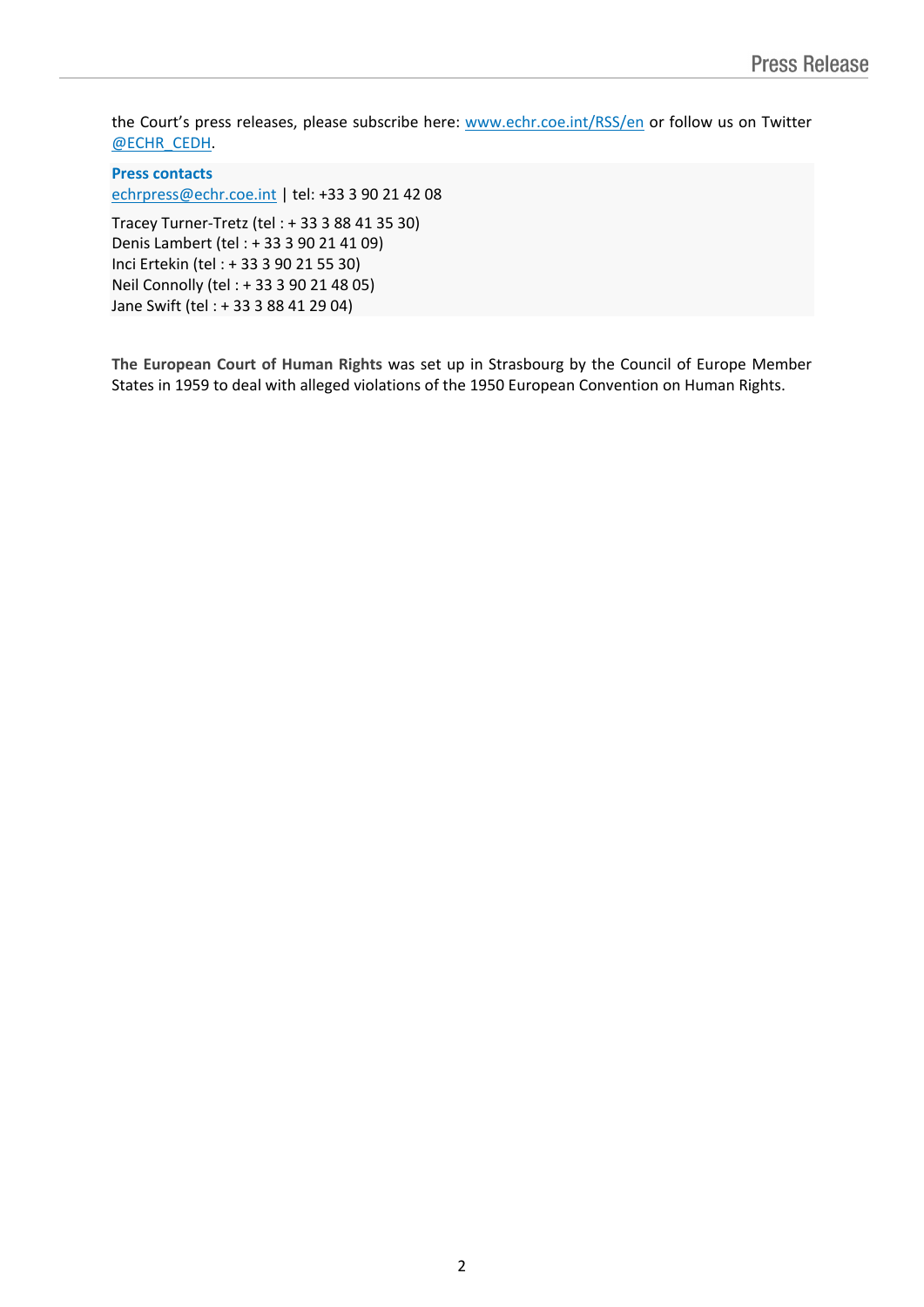the Court's press releases, please subscribe here: www.echr.coe.int/RSS/en or follow us on Twitter @ECHR_CEDH.

**Press contacts**
echrpress@echr.coe.int | tel: +33 3 90 21 42 08

Tracey Turner-Tretz (tel : + 33 3 88 41 35 30)
Denis Lambert (tel : + 33 3 90 21 41 09)
Inci Ertekin (tel : + 33 3 90 21 55 30)
Neil Connolly (tel : + 33 3 90 21 48 05)
Jane Swift (tel : + 33 3 88 41 29 04)

**The European Court of Human Rights** was set up in Strasbourg by the Council of Europe Member States in 1959 to deal with alleged violations of the 1950 European Convention on Human Rights.